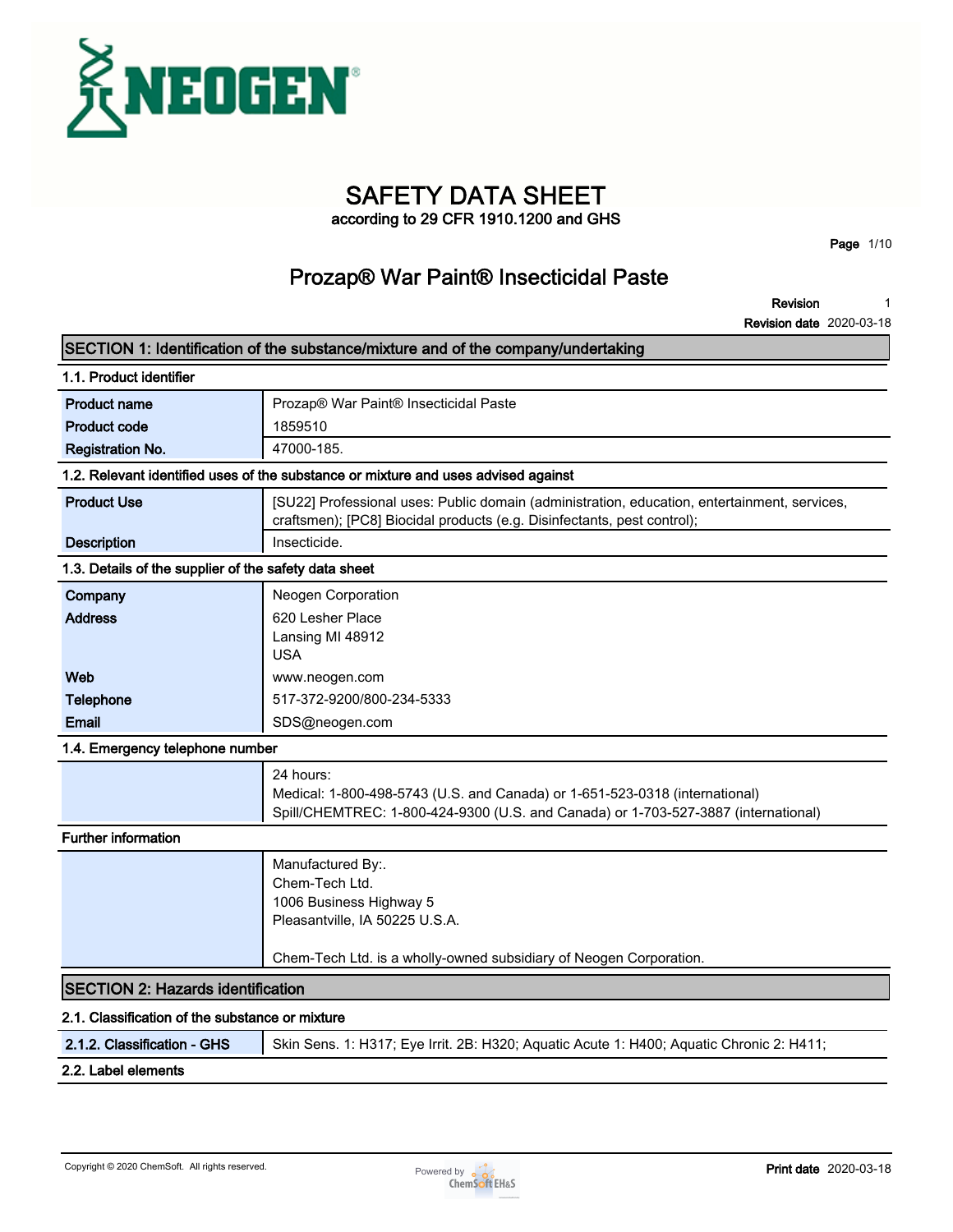NEOGEN®

# SAFETY DATA SHEET

according to 29 CFR 1910.1200 and GHS

## Prozap® War Paint® Insecticidal Paste

**Revision** 1

**Revision date** 2020-03-18

## SECTION 1: Identification of the substance/mixture and of the company/undertaking

### 1.1. Product identifier

| | |
|---|---|
| **Product name** | Prozap® War Paint® Insecticidal Paste |
| **Product code** | 1859510 |
| **Registration No.** | 47000-185. |

### 1.2. Relevant identified uses of the substance or mixture and uses advised against

| | |
|---|---|
| **Product Use** | [SU22] Professional uses: Public domain (administration, education, entertainment, services, craftsmen); [PC8] Biocidal products (e.g. Disinfectants, pest control); |
| **Description** | Insecticide. |

### 1.3. Details of the supplier of the safety data sheet

| | |
|---|---|
| **Company** | Neogen Corporation |
| **Address** | 620 Lesher Place<br>Lansing MI 48912<br>USA |
| **Web** | www.neogen.com |
| **Telephone** | 517-372-9200/800-234-5333 |
| **Email** | SDS@neogen.com |

### 1.4. Emergency telephone number

24 hours:
Medical: 1-800-498-5743 (U.S. and Canada) or 1-651-523-0318 (international)
Spill/CHEMTREC: 1-800-424-9300 (U.S. and Canada) or 1-703-527-3887 (international)

### Further information

Manufactured By:.
Chem-Tech Ltd.
1006 Business Highway 5
Pleasantville, IA 50225 U.S.A.

Chem-Tech Ltd. is a wholly-owned subsidiary of Neogen Corporation.

## SECTION 2: Hazards identification

### 2.1. Classification of the substance or mixture

| | |
|---|---|
| **2.1.2. Classification - GHS** | Skin Sens. 1: H317; Eye Irrit. 2B: H320; Aquatic Acute 1: H400; Aquatic Chronic 2: H411; |

### 2.2. Label elements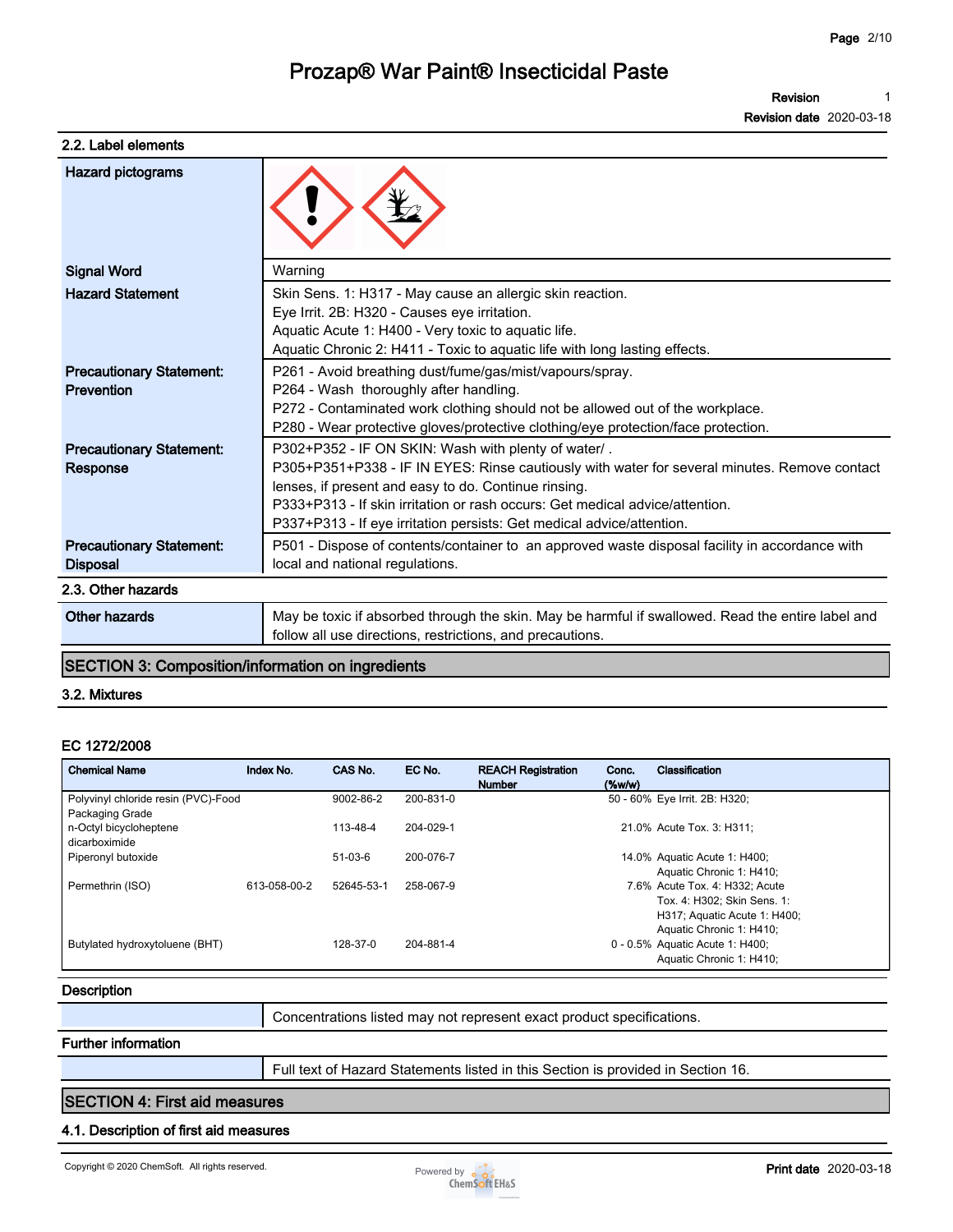## 2.2. Label elements

| | |
|---|---|
| **Hazard pictograms** | |
| **Signal Word** | Warning |
| **Hazard Statement** | Skin Sens. 1: H317 - May cause an allergic skin reaction.<br>Eye Irrit. 2B: H320 - Causes eye irritation.<br>Aquatic Acute 1: H400 - Very toxic to aquatic life.<br>Aquatic Chronic 2: H411 - Toxic to aquatic life with long lasting effects. |
| **Precautionary Statement: Prevention** | P261 - Avoid breathing dust/fume/gas/mist/vapours/spray.<br>P264 - Wash thoroughly after handling.<br>P272 - Contaminated work clothing should not be allowed out of the workplace.<br>P280 - Wear protective gloves/protective clothing/eye protection/face protection. |
| **Precautionary Statement: Response** | P302+P352 - IF ON SKIN: Wash with plenty of water/ .<br>P305+P351+P338 - IF IN EYES: Rinse cautiously with water for several minutes. Remove contact lenses, if present and easy to do. Continue rinsing.<br>P333+P313 - If skin irritation or rash occurs: Get medical advice/attention.<br>P337+P313 - If eye irritation persists: Get medical advice/attention. |
| **Precautionary Statement: Disposal** | P501 - Dispose of contents/container to an approved waste disposal facility in accordance with local and national regulations. |

## 2.3. Other hazards

| | |
|---|---|
| **Other hazards** | May be toxic if absorbed through the skin. May be harmful if swallowed. Read the entire label and follow all use directions, restrictions, and precautions. |

# SECTION 3: Composition/information on ingredients

## 3.2. Mixtures

**EC 1272/2008**

| Chemical Name | Index No. | CAS No. | EC No. | REACH Registration Number | Conc. (%w/w) | Classification |
|---|---|---|---|---|---|---|
| Polyvinyl chloride resin (PVC)-Food Packaging Grade | | 9002-86-2 | 200-831-0 | | 50 - 60% | Eye Irrit. 2B: H320; |
| n-Octyl bicycloheptene dicarboximide | | 113-48-4 | 204-029-1 | | 21.0% | Acute Tox. 3: H311; |
| Piperonyl butoxide | | 51-03-6 | 200-076-7 | | 14.0% | Aquatic Acute 1: H400; Aquatic Chronic 1: H410; |
| Permethrin (ISO) | 613-058-00-2 | 52645-53-1 | 258-067-9 | | 7.6% | Acute Tox. 4: H332; Acute Tox. 4: H302; Skin Sens. 1: H317; Aquatic Acute 1: H400; Aquatic Chronic 1: H410; |
| Butylated hydroxytoluene (BHT) | | 128-37-0 | 204-881-4 | | 0 - 0.5% | Aquatic Acute 1: H400; Aquatic Chronic 1: H410; |

**Description**

Concentrations listed may not represent exact product specifications.

**Further information**

Full text of Hazard Statements listed in this Section is provided in Section 16.

# SECTION 4: First aid measures

## 4.1. Description of first aid measures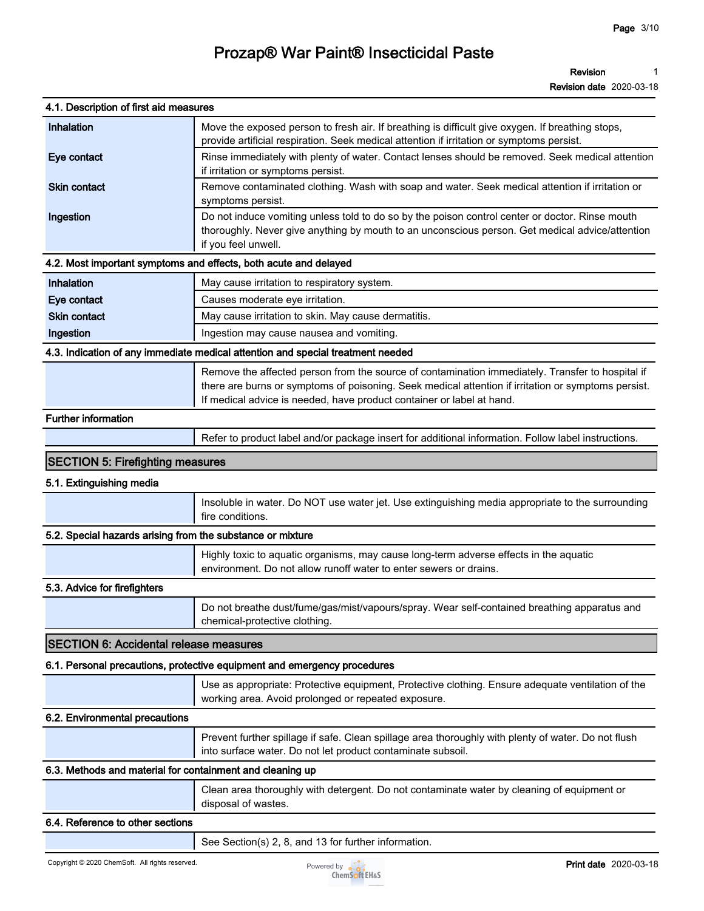### 4.1. Description of first aid measures

| | |
|---|---|
| Inhalation | Move the exposed person to fresh air. If breathing is difficult give oxygen. If breathing stops, provide artificial respiration. Seek medical attention if irritation or symptoms persist. |
| Eye contact | Rinse immediately with plenty of water. Contact lenses should be removed. Seek medical attention if irritation or symptoms persist. |
| Skin contact | Remove contaminated clothing. Wash with soap and water. Seek medical attention if irritation or symptoms persist. |
| Ingestion | Do not induce vomiting unless told to do so by the poison control center or doctor. Rinse mouth thoroughly. Never give anything by mouth to an unconscious person. Get medical advice/attention if you feel unwell. |

### 4.2. Most important symptoms and effects, both acute and delayed

| | |
|---|---|
| Inhalation | May cause irritation to respiratory system. |
| Eye contact | Causes moderate eye irritation. |
| Skin contact | May cause irritation to skin. May cause dermatitis. |
| Ingestion | Ingestion may cause nausea and vomiting. |

### 4.3. Indication of any immediate medical attention and special treatment needed

Remove the affected person from the source of contamination immediately. Transfer to hospital if there are burns or symptoms of poisoning. Seek medical attention if irritation or symptoms persist. If medical advice is needed, have product container or label at hand.

### Further information

Refer to product label and/or package insert for additional information. Follow label instructions.

## SECTION 5: Firefighting measures

### 5.1. Extinguishing media

Insoluble in water. Do NOT use water jet. Use extinguishing media appropriate to the surrounding fire conditions.

### 5.2. Special hazards arising from the substance or mixture

Highly toxic to aquatic organisms, may cause long-term adverse effects in the aquatic environment. Do not allow runoff water to enter sewers or drains.

### 5.3. Advice for firefighters

Do not breathe dust/fume/gas/mist/vapours/spray. Wear self-contained breathing apparatus and chemical-protective clothing.

## SECTION 6: Accidental release measures

### 6.1. Personal precautions, protective equipment and emergency procedures

Use as appropriate: Protective equipment, Protective clothing. Ensure adequate ventilation of the working area. Avoid prolonged or repeated exposure.

### 6.2. Environmental precautions

Prevent further spillage if safe. Clean spillage area thoroughly with plenty of water. Do not flush into surface water. Do not let product contaminate subsoil.

### 6.3. Methods and material for containment and cleaning up

Clean area thoroughly with detergent. Do not contaminate water by cleaning of equipment or disposal of wastes.

### 6.4. Reference to other sections

See Section(s) 2, 8, and 13 for further information.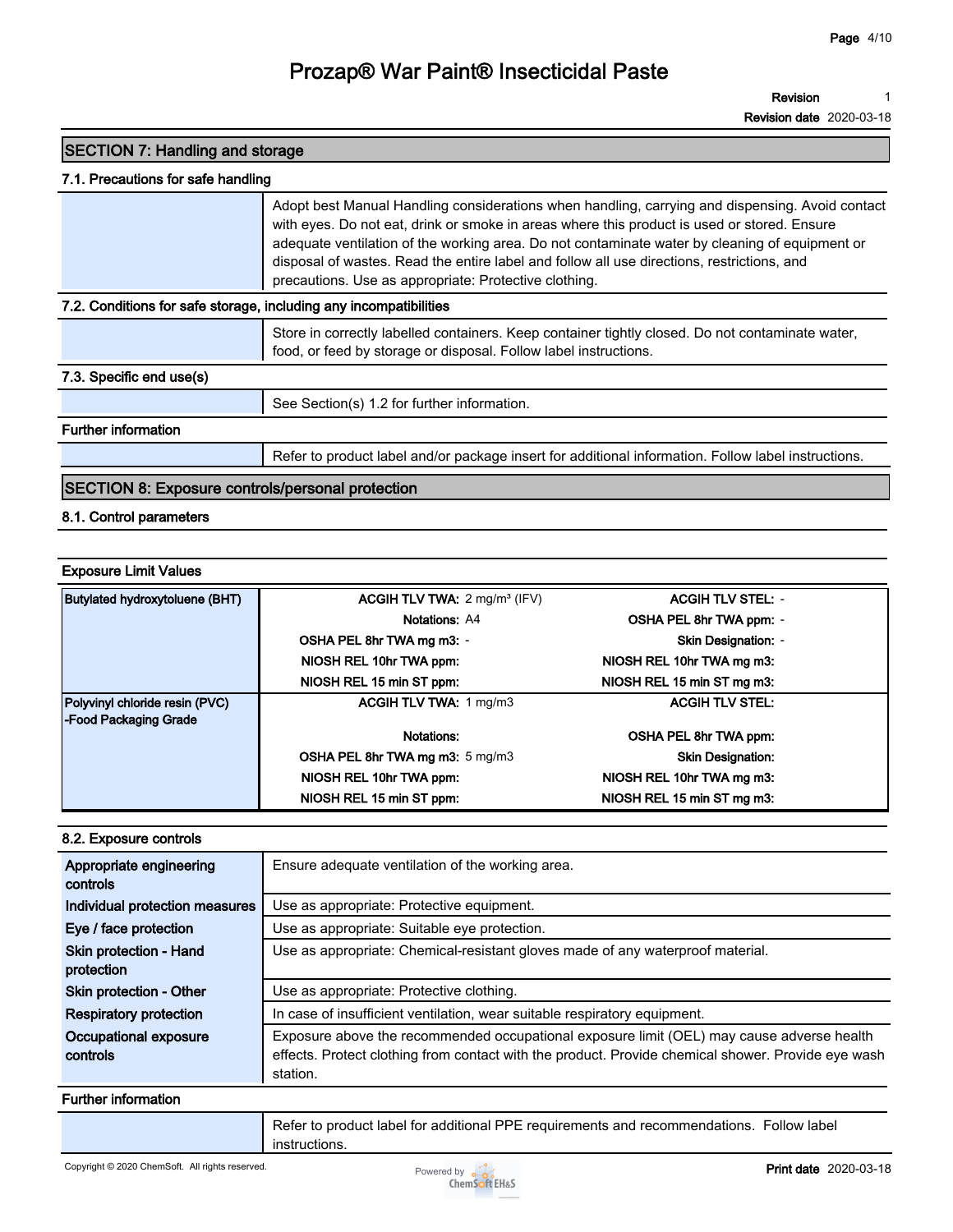## SECTION 7: Handling and storage

### 7.1. Precautions for safe handling

| | |
|---|---|
| | Adopt best Manual Handling considerations when handling, carrying and dispensing. Avoid contact with eyes. Do not eat, drink or smoke in areas where this product is used or stored. Ensure adequate ventilation of the working area. Do not contaminate water by cleaning of equipment or disposal of wastes. Read the entire label and follow all use directions, restrictions, and precautions. Use as appropriate: Protective clothing. |

### 7.2. Conditions for safe storage, including any incompatibilities

| | |
|---|---|
| | Store in correctly labelled containers. Keep container tightly closed. Do not contaminate water, food, or feed by storage or disposal. Follow label instructions. |

### 7.3. Specific end use(s)

| | |
|---|---|
| | See Section(s) 1.2 for further information. |

### Further information

| | |
|---|---|
| | Refer to product label and/or package insert for additional information. Follow label instructions. |

## SECTION 8: Exposure controls/personal protection

### 8.1. Control parameters

#### Exposure Limit Values

| Substance | | | | |
|---|---|---|---|---|
| Butylated hydroxytoluene (BHT) | **ACGIH TLV TWA:** | 2 mg/m³ (IFV) | **ACGIH TLV STEL:** | - |
| | **Notations:** | A4 | **OSHA PEL 8hr TWA ppm:** | - |
| | **OSHA PEL 8hr TWA mg m3:** | - | **Skin Designation:** | - |
| | **NIOSH REL 10hr TWA ppm:** | | **NIOSH REL 10hr TWA mg m3:** | |
| | **NIOSH REL 15 min ST ppm:** | | **NIOSH REL 15 min ST mg m3:** | |
| Polyvinyl chloride resin (PVC) -Food Packaging Grade | **ACGIH TLV TWA:** | 1 mg/m3 | **ACGIH TLV STEL:** | |
| | **Notations:** | | **OSHA PEL 8hr TWA ppm:** | |
| | **OSHA PEL 8hr TWA mg m3:** | 5 mg/m3 | **Skin Designation:** | |
| | **NIOSH REL 10hr TWA ppm:** | | **NIOSH REL 10hr TWA mg m3:** | |
| | **NIOSH REL 15 min ST ppm:** | | **NIOSH REL 15 min ST mg m3:** | |

### 8.2. Exposure controls

| | |
|---|---|
| **Appropriate engineering controls** | Ensure adequate ventilation of the working area. |
| **Individual protection measures** | Use as appropriate: Protective equipment. |
| **Eye / face protection** | Use as appropriate: Suitable eye protection. |
| **Skin protection - Hand protection** | Use as appropriate: Chemical-resistant gloves made of any waterproof material. |
| **Skin protection - Other** | Use as appropriate: Protective clothing. |
| **Respiratory protection** | In case of insufficient ventilation, wear suitable respiratory equipment. |
| **Occupational exposure controls** | Exposure above the recommended occupational exposure limit (OEL) may cause adverse health effects. Protect clothing from contact with the product. Provide chemical shower. Provide eye wash station. |

### Further information

| | |
|---|---|
| | Refer to product label for additional PPE requirements and recommendations. Follow label instructions. |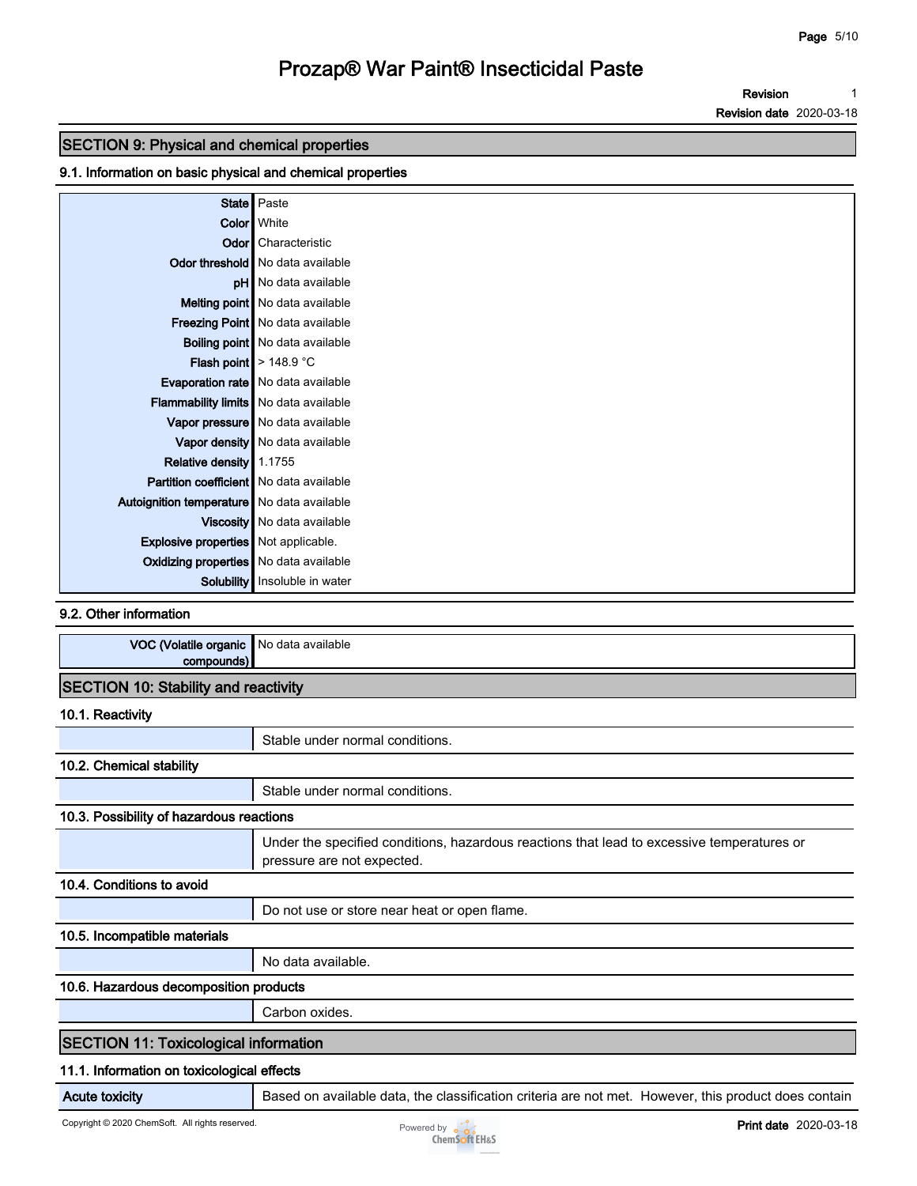## SECTION 9: Physical and chemical properties

### 9.1. Information on basic physical and chemical properties

| Property | Value |
|---|---|
| State | Paste |
| Color | White |
| Odor | Characteristic |
| Odor threshold | No data available |
| pH | No data available |
| Melting point | No data available |
| Freezing Point | No data available |
| Boiling point | No data available |
| Flash point | > 148.9 °C |
| Evaporation rate | No data available |
| Flammability limits | No data available |
| Vapor pressure | No data available |
| Vapor density | No data available |
| Relative density | 1.1755 |
| Partition coefficient | No data available |
| Autoignition temperature | No data available |
| Viscosity | No data available |
| Explosive properties | Not applicable. |
| Oxidizing properties | No data available |
| Solubility | Insoluble in water |

### 9.2. Other information

| Property | Value |
|---|---|
| VOC (Volatile organic compounds) | No data available |

## SECTION 10: Stability and reactivity

### 10.1. Reactivity

Stable under normal conditions.

### 10.2. Chemical stability

Stable under normal conditions.

### 10.3. Possibility of hazardous reactions

Under the specified conditions, hazardous reactions that lead to excessive temperatures or pressure are not expected.

### 10.4. Conditions to avoid

Do not use or store near heat or open flame.

### 10.5. Incompatible materials

No data available.

### 10.6. Hazardous decomposition products

Carbon oxides.

## SECTION 11: Toxicological information

### 11.1. Information on toxicological effects

| | |
|---|---|
| Acute toxicity | Based on available data, the classification criteria are not met. However, this product does contain |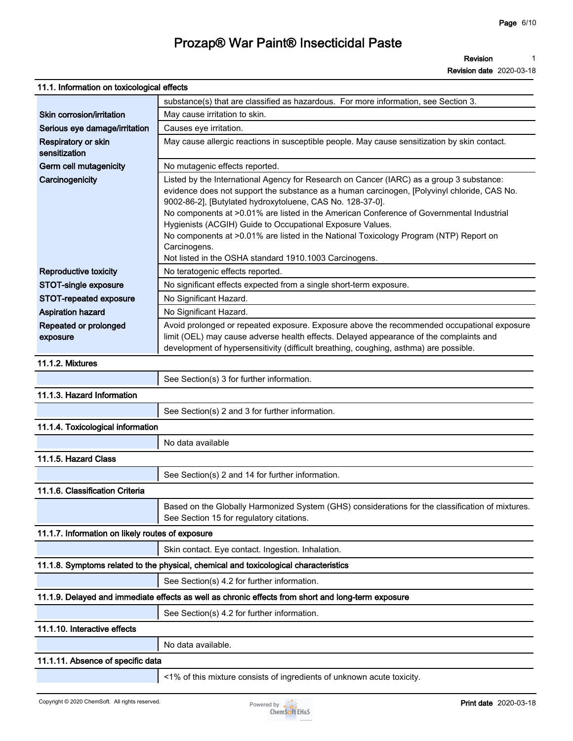# Prozap® War Paint® Insecticidal Paste

**Revision** 1
**Revision date** 2020-03-18

## 11.1. Information on toxicological effects

| | |
|---|---|
| | substance(s) that are classified as hazardous. For more information, see Section 3. |
| **Skin corrosion/irritation** | May cause irritation to skin. |
| **Serious eye damage/irritation** | Causes eye irritation. |
| **Respiratory or skin sensitization** | May cause allergic reactions in susceptible people. May cause sensitization by skin contact. |
| **Germ cell mutagenicity** | No mutagenic effects reported. |
| **Carcinogenicity** | Listed by the International Agency for Research on Cancer (IARC) as a group 3 substance: evidence does not support the substance as a human carcinogen, [Polyvinyl chloride, CAS No. 9002-86-2], [Butylated hydroxytoluene, CAS No. 128-37-0].<br>No components at >0.01% are listed in the American Conference of Governmental Industrial Hygienists (ACGIH) Guide to Occupational Exposure Values.<br>No components at >0.01% are listed in the National Toxicology Program (NTP) Report on Carcinogens.<br>Not listed in the OSHA standard 1910.1003 Carcinogens. |
| **Reproductive toxicity** | No teratogenic effects reported. |
| **STOT-single exposure** | No significant effects expected from a single short-term exposure. |
| **STOT-repeated exposure** | No Significant Hazard. |
| **Aspiration hazard** | No Significant Hazard. |
| **Repeated or prolonged exposure** | Avoid prolonged or repeated exposure. Exposure above the recommended occupational exposure limit (OEL) may cause adverse health effects. Delayed appearance of the complaints and development of hypersensitivity (difficult breathing, coughing, asthma) are possible. |

### 11.1.2. Mixtures

See Section(s) 3 for further information.

### 11.1.3. Hazard Information

See Section(s) 2 and 3 for further information.

### 11.1.4. Toxicological information

No data available

### 11.1.5. Hazard Class

See Section(s) 2 and 14 for further information.

### 11.1.6. Classification Criteria

Based on the Globally Harmonized System (GHS) considerations for the classification of mixtures. See Section 15 for regulatory citations.

### 11.1.7. Information on likely routes of exposure

Skin contact. Eye contact. Ingestion. Inhalation.

### 11.1.8. Symptoms related to the physical, chemical and toxicological characteristics

See Section(s) 4.2 for further information.

### 11.1.9. Delayed and immediate effects as well as chronic effects from short and long-term exposure

See Section(s) 4.2 for further information.

### 11.1.10. Interactive effects

No data available.

### 11.1.11. Absence of specific data

<1% of this mixture consists of ingredients of unknown acute toxicity.

Copyright © 2020 ChemSoft. All rights reserved.

**Print date** 2020-03-18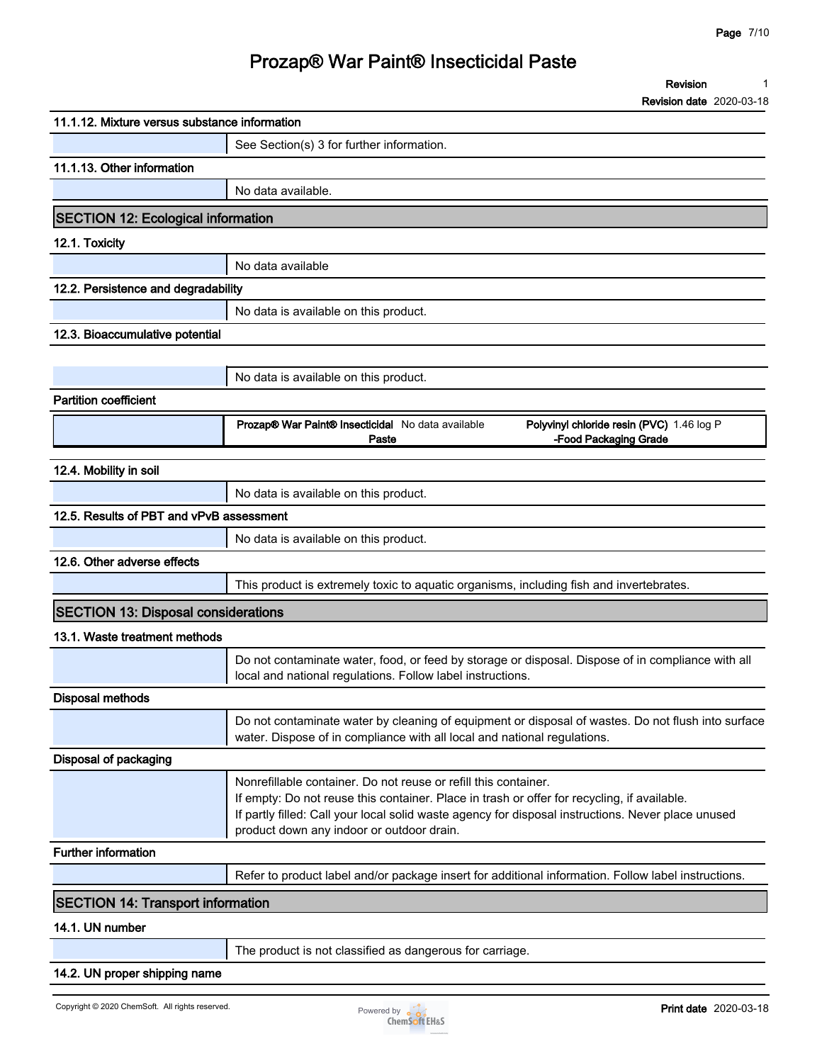### 11.1.12. Mixture versus substance information

See Section(s) 3 for further information.

### 11.1.13. Other information

No data available.

## SECTION 12: Ecological information

### 12.1. Toxicity

No data available

### 12.2. Persistence and degradability

No data is available on this product.

### 12.3. Bioaccumulative potential

No data is available on this product.

**Partition coefficient**

| | | | |
|---|---|---|---|
| **Prozap® War Paint® Insecticidal Paste** | No data available | **Polyvinyl chloride resin (PVC) -Food Packaging Grade** | 1.46 log P |

### 12.4. Mobility in soil

No data is available on this product.

### 12.5. Results of PBT and vPvB assessment

No data is available on this product.

### 12.6. Other adverse effects

This product is extremely toxic to aquatic organisms, including fish and invertebrates.

## SECTION 13: Disposal considerations

### 13.1. Waste treatment methods

Do not contaminate water, food, or feed by storage or disposal. Dispose of in compliance with all local and national regulations. Follow label instructions.

**Disposal methods**

Do not contaminate water by cleaning of equipment or disposal of wastes. Do not flush into surface water. Dispose of in compliance with all local and national regulations.

**Disposal of packaging**

Nonrefillable container. Do not reuse or refill this container.
If empty: Do not reuse this container. Place in trash or offer for recycling, if available.
If partly filled: Call your local solid waste agency for disposal instructions. Never place unused product down any indoor or outdoor drain.

**Further information**

Refer to product label and/or package insert for additional information. Follow label instructions.

## SECTION 14: Transport information

### 14.1. UN number

The product is not classified as dangerous for carriage.

### 14.2. UN proper shipping name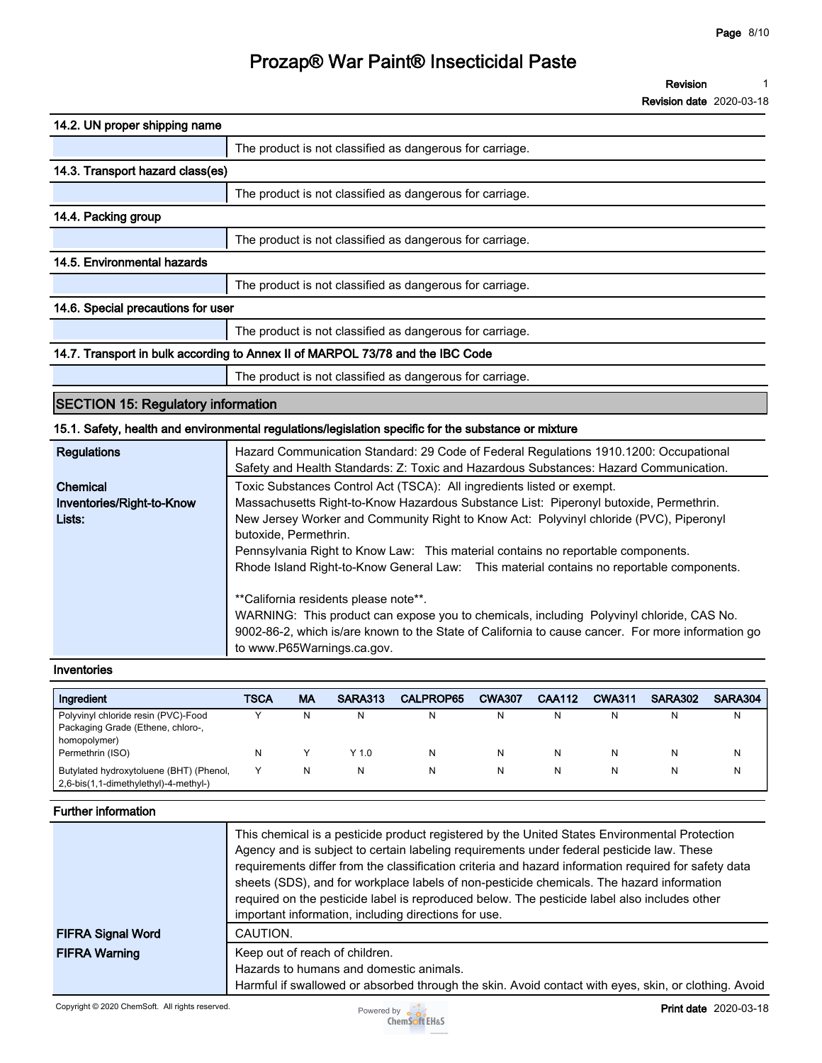### 14.2. UN proper shipping name

The product is not classified as dangerous for carriage.

### 14.3. Transport hazard class(es)

The product is not classified as dangerous for carriage.

### 14.4. Packing group

The product is not classified as dangerous for carriage.

### 14.5. Environmental hazards

The product is not classified as dangerous for carriage.

### 14.6. Special precautions for user

The product is not classified as dangerous for carriage.

### 14.7. Transport in bulk according to Annex II of MARPOL 73/78 and the IBC Code

The product is not classified as dangerous for carriage.

## SECTION 15: Regulatory information

### 15.1. Safety, health and environmental regulations/legislation specific for the substance or mixture

**Regulations**

Hazard Communication Standard: 29 Code of Federal Regulations 1910.1200: Occupational Safety and Health Standards: Z: Toxic and Hazardous Substances: Hazard Communication.

**Chemical Inventories/Right-to-Know Lists:**

Toxic Substances Control Act (TSCA): All ingredients listed or exempt.
Massachusetts Right-to-Know Hazardous Substance List: Piperonyl butoxide, Permethrin.
New Jersey Worker and Community Right to Know Act: Polyvinyl chloride (PVC), Piperonyl butoxide, Permethrin.
Pennsylvania Right to Know Law: This material contains no reportable components.
Rhode Island Right-to-Know General Law: This material contains no reportable components.

**California residents please note**.
WARNING: This product can expose you to chemicals, including Polyvinyl chloride, CAS No. 9002-86-2, which is/are known to the State of California to cause cancer. For more information go to www.P65Warnings.ca.gov.

### Inventories

| Ingredient | TSCA | MA | SARA313 | CALPROP65 | CWA307 | CAA112 | CWA311 | SARA302 | SARA304 |
|---|---|---|---|---|---|---|---|---|---|
| Polyvinyl chloride resin (PVC)-Food Packaging Grade (Ethene, chloro-, homopolymer) | Y | N | N | N | N | N | N | N | N |
| Permethrin (ISO) | N | Y | Y 1.0 | N | N | N | N | N | N |
| Butylated hydroxytoluene (BHT) (Phenol, 2,6-bis(1,1-dimethylethyl)-4-methyl-) | Y | N | N | N | N | N | N | N | N |

### Further information

This chemical is a pesticide product registered by the United States Environmental Protection Agency and is subject to certain labeling requirements under federal pesticide law. These requirements differ from the classification criteria and hazard information required for safety data sheets (SDS), and for workplace labels of non-pesticide chemicals. The hazard information required on the pesticide label is reproduced below. The pesticide label also includes other important information, including directions for use.

**FIFRA Signal Word**

CAUTION.

**FIFRA Warning**

Keep out of reach of children.
Hazards to humans and domestic animals.
Harmful if swallowed or absorbed through the skin. Avoid contact with eyes, skin, or clothing. Avoid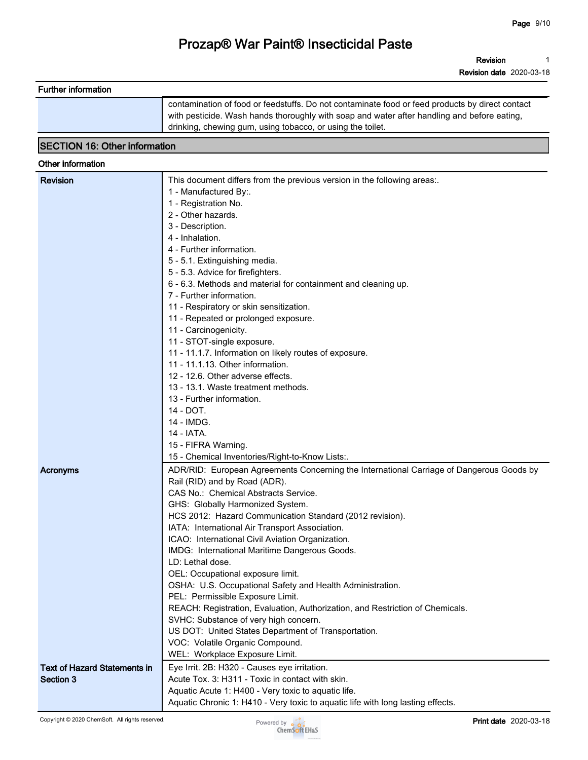| Further information | |
|---|---|
| | contamination of food or feedstuffs. Do not contaminate food or feed products by direct contact with pesticide. Wash hands thoroughly with soap and water after handling and before eating, drinking, chewing gum, using tobacco, or using the toilet. |

## SECTION 16: Other information

### Other information

| | |
|---|---|
| **Revision** | This document differs from the previous version in the following areas:.<br>1 - Manufactured By:.<br>1 - Registration No.<br>2 - Other hazards.<br>3 - Description.<br>4 - Inhalation.<br>4 - Further information.<br>5 - 5.1. Extinguishing media.<br>5 - 5.3. Advice for firefighters.<br>6 - 6.3. Methods and material for containment and cleaning up.<br>7 - Further information.<br>11 - Respiratory or skin sensitization.<br>11 - Repeated or prolonged exposure.<br>11 - Carcinogenicity.<br>11 - STOT-single exposure.<br>11 - 11.1.7. Information on likely routes of exposure.<br>11 - 11.1.13. Other information.<br>12 - 12.6. Other adverse effects.<br>13 - 13.1. Waste treatment methods.<br>13 - Further information.<br>14 - DOT.<br>14 - IMDG.<br>14 - IATA.<br>15 - FIFRA Warning.<br>15 - Chemical Inventories/Right-to-Know Lists:. |
| **Acronyms** | ADR/RID: European Agreements Concerning the International Carriage of Dangerous Goods by Rail (RID) and by Road (ADR).<br>CAS No.: Chemical Abstracts Service.<br>GHS: Globally Harmonized System.<br>HCS 2012: Hazard Communication Standard (2012 revision).<br>IATA: International Air Transport Association.<br>ICAO: International Civil Aviation Organization.<br>IMDG: International Maritime Dangerous Goods.<br>LD: Lethal dose.<br>OEL: Occupational exposure limit.<br>OSHA: U.S. Occupational Safety and Health Administration.<br>PEL: Permissible Exposure Limit.<br>REACH: Registration, Evaluation, Authorization, and Restriction of Chemicals.<br>SVHC: Substance of very high concern.<br>US DOT: United States Department of Transportation.<br>VOC: Volatile Organic Compound.<br>WEL: Workplace Exposure Limit. |
| **Text of Hazard Statements in Section 3** | Eye Irrit. 2B: H320 - Causes eye irritation.<br>Acute Tox. 3: H311 - Toxic in contact with skin.<br>Aquatic Acute 1: H400 - Very toxic to aquatic life.<br>Aquatic Chronic 1: H410 - Very toxic to aquatic life with long lasting effects. |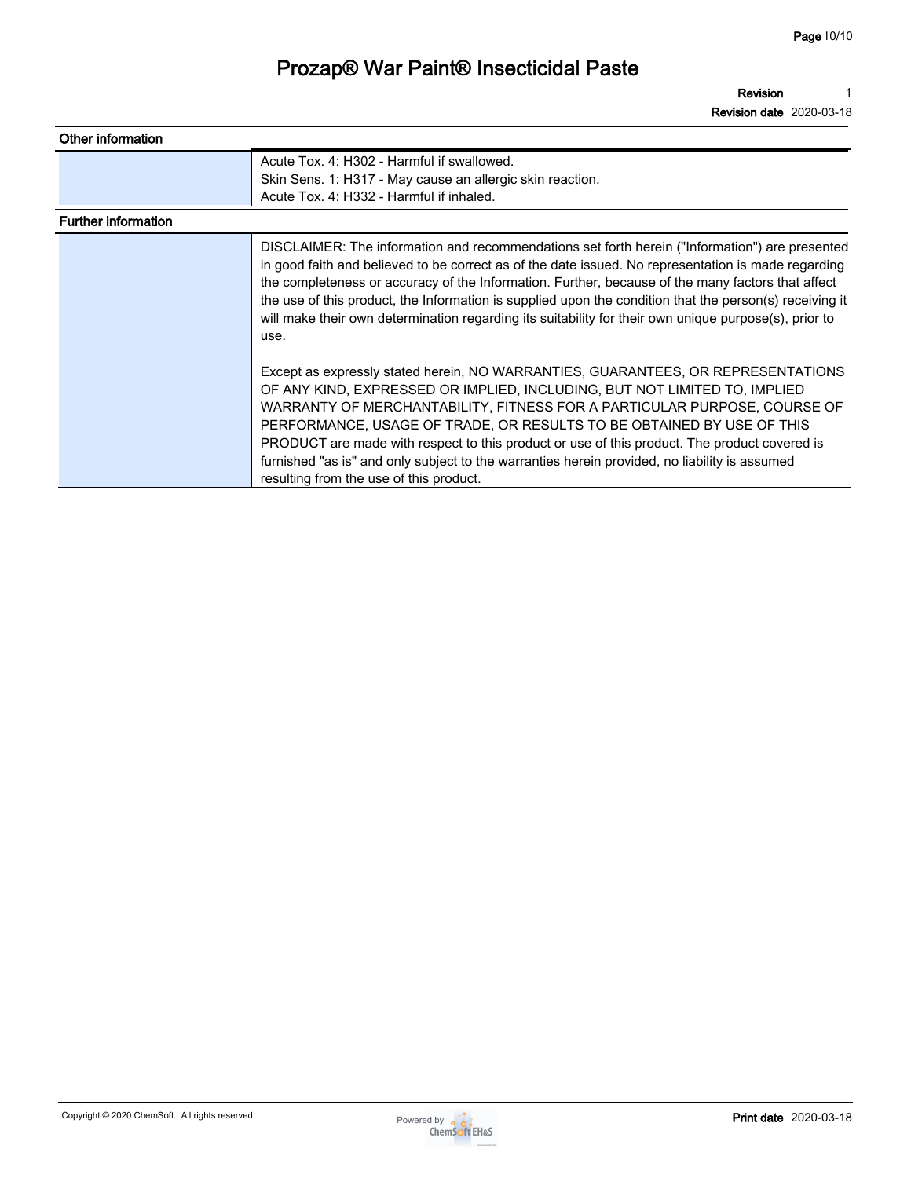## Other information

| | |
|---|---|
| | Acute Tox. 4: H302 - Harmful if swallowed.<br>Skin Sens. 1: H317 - May cause an allergic skin reaction.<br>Acute Tox. 4: H332 - Harmful if inhaled. |

## Further information

| | |
|---|---|
| | DISCLAIMER: The information and recommendations set forth herein ("Information") are presented in good faith and believed to be correct as of the date issued. No representation is made regarding the completeness or accuracy of the Information. Further, because of the many factors that affect the use of this product, the Information is supplied upon the condition that the person(s) receiving it will make their own determination regarding its suitability for their own unique purpose(s), prior to use.<br><br>Except as expressly stated herein, NO WARRANTIES, GUARANTEES, OR REPRESENTATIONS OF ANY KIND, EXPRESSED OR IMPLIED, INCLUDING, BUT NOT LIMITED TO, IMPLIED WARRANTY OF MERCHANTABILITY, FITNESS FOR A PARTICULAR PURPOSE, COURSE OF PERFORMANCE, USAGE OF TRADE, OR RESULTS TO BE OBTAINED BY USE OF THIS PRODUCT are made with respect to this product or use of this product. The product covered is furnished "as is" and only subject to the warranties herein provided, no liability is assumed resulting from the use of this product. |